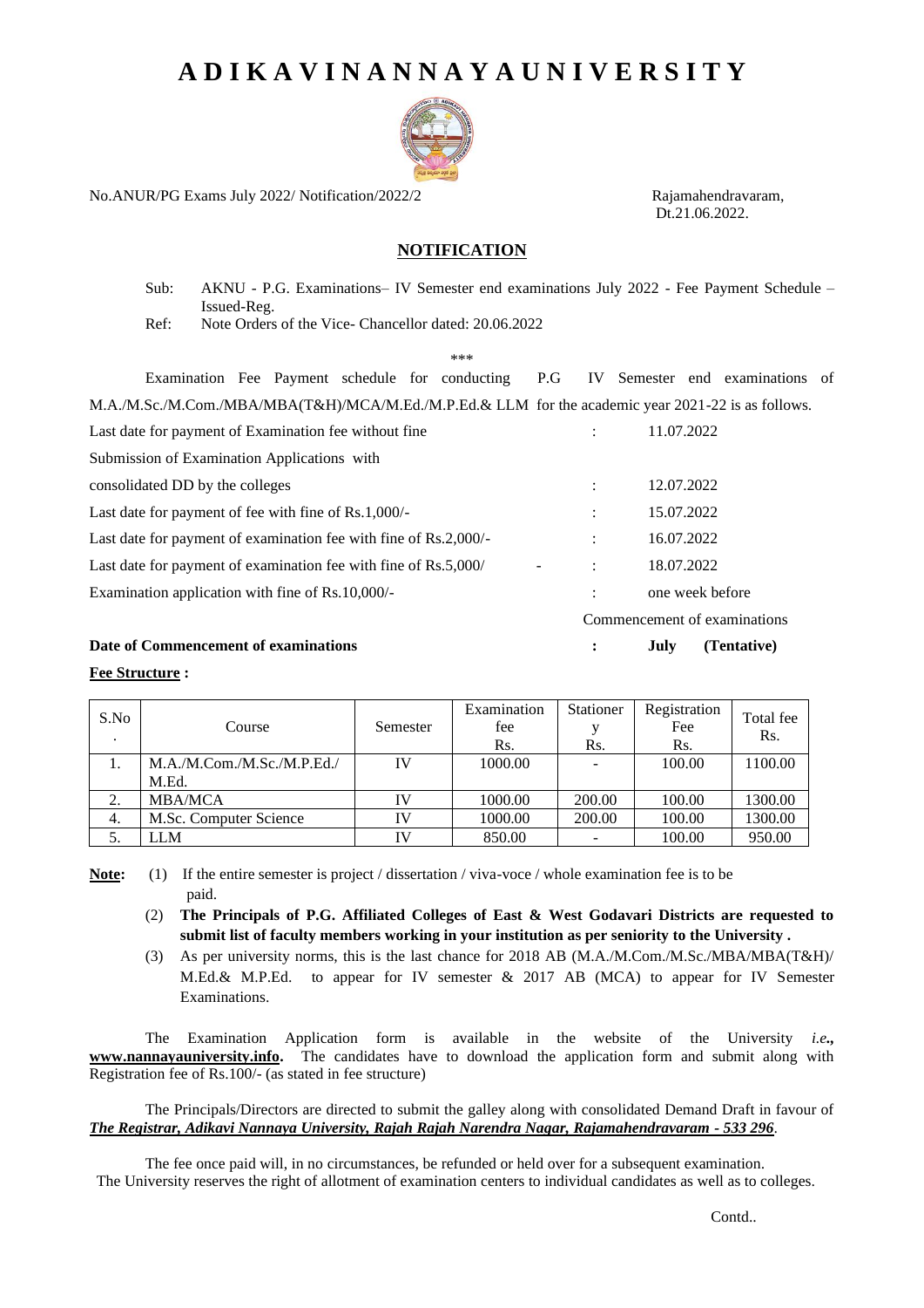# A D I K A V I N A N N A Y A U N I V E R S I T Y

No.ANUR/PG Exams July 2022/ Notification/2022/2 Rajamahendravaram, Dt.21.06.2022.

## NOTIFICATION

Sub: AKNU - P.G. Examinations– IV Semester end examinations July 2022 - Fee Payment Schedule – Issued-Reg.

Ref: Note Orders of the Vice- Chancellor dated: 20.06.2022

\*\*\*

Examination Fee Payment schedule for conducting P.G IV Semester end examinations of M.A./M.Sc./M.Com./MBA/MBA(T&H)/MCA/M.Ed./M.P.Ed.& LLM for the academic year 2021-22 is as follows.

| | | |
|---|---|---|
| Last date for payment of Examination fee without fine | : | 11.07.2022 |
| Submission of Examination Applications with consolidated DD by the colleges | : | 12.07.2022 |
| Last date for payment of fee with fine of Rs.1,000/- | : | 15.07.2022 |
| Last date for payment of examination fee with fine of Rs.2,000/- | : | 16.07.2022 |
| Last date for payment of examination fee with fine of Rs.5,000/ - | : | 18.07.2022 |
| Examination application with fine of Rs.10,000/- | : | one week before Commencement of examinations |
| **Date of Commencement of examinations** | **:** | **July (Tentative)** |

**Fee Structure :**

| S.No. | Course | Semester | Examination fee Rs. | Stationery Rs. | Registration Fee Rs. | Total fee Rs. |
|---|---|---|---|---|---|---|
| 1. | M.A./M.Com./M.Sc./M.P.Ed./ M.Ed. | IV | 1000.00 | - | 100.00 | 1100.00 |
| 2. | MBA/MCA | IV | 1000.00 | 200.00 | 100.00 | 1300.00 |
| 4. | M.Sc. Computer Science | IV | 1000.00 | 200.00 | 100.00 | 1300.00 |
| 5. | LLM | IV | 850.00 | - | 100.00 | 950.00 |

**Note:**

(1) If the entire semester is project / dissertation / viva-voce / whole examination fee is to be paid.

(2) **The Principals of P.G. Affiliated Colleges of East & West Godavari Districts are requested to submit list of faculty members working in your institution as per seniority to the University .**

(3) As per university norms, this is the last chance for 2018 AB (M.A./M.Com./M.Sc./MBA/MBA(T&H)/ M.Ed.& M.P.Ed. to appear for IV semester & 2017 AB (MCA) to appear for IV Semester Examinations.

The Examination Application form is available in the website of the University *i.e.*, **www.nannayauniversity.info.** The candidates have to download the application form and submit along with Registration fee of Rs.100/- (as stated in fee structure)

The Principals/Directors are directed to submit the galley along with consolidated Demand Draft in favour of ***The Registrar, Adikavi Nannaya University, Rajah Rajah Narendra Nagar, Rajamahendravaram - 533 296***.

The fee once paid will, in no circumstances, be refunded or held over for a subsequent examination.
The University reserves the right of allotment of examination centers to individual candidates as well as to colleges.

Contd..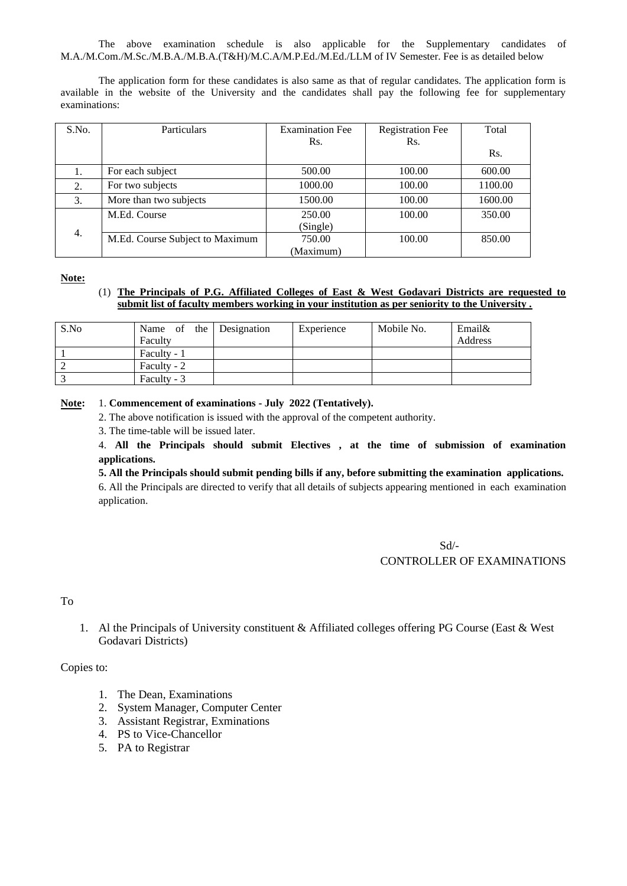The above examination schedule is also applicable for the Supplementary candidates of M.A./M.Com./M.Sc./M.B.A./M.B.A.(T&H)/M.C.A/M.P.Ed./M.Ed./LLM of IV Semester. Fee is as detailed below

The application form for these candidates is also same as that of regular candidates. The application form is available in the website of the University and the candidates shall pay the following fee for supplementary examinations:

| S.No. | Particulars | Examination Fee Rs. | Registration Fee Rs. | Total Rs. |
|---|---|---|---|---|
| 1. | For each subject | 500.00 | 100.00 | 600.00 |
| 2. | For two subjects | 1000.00 | 100.00 | 1100.00 |
| 3. | More than two subjects | 1500.00 | 100.00 | 1600.00 |
| 4. | M.Ed. Course | 250.00 (Single) | 100.00 | 350.00 |
| | M.Ed. Course Subject to Maximum | 750.00 (Maximum) | 100.00 | 850.00 |

**Note:**

(1) **The Principals of P.G. Affiliated Colleges of East & West Godavari Districts are requested to submit list of faculty members working in your institution as per seniority to the University .**

| S.No | Name of the Faculty | Designation | Experience | Mobile No. | Email& Address |
|---|---|---|---|---|---|
| 1 | Faculty - 1 | | | | |
| 2 | Faculty - 2 | | | | |
| 3 | Faculty - 3 | | | | |

**Note:** 1. **Commencement of examinations - July 2022 (Tentatively).**

2. The above notification is issued with the approval of the competent authority.

3. The time-table will be issued later.

4. **All the Principals should submit Electives , at the time of submission of examination applications.**

**5. All the Principals should submit pending bills if any, before submitting the examination applications.**

6. All the Principals are directed to verify that all details of subjects appearing mentioned in each examination application.

Sd/-
CONTROLLER OF EXAMINATIONS

To

1. Al the Principals of University constituent & Affiliated colleges offering PG Course (East & West Godavari Districts)

Copies to:

1. The Dean, Examinations
2. System Manager, Computer Center
3. Assistant Registrar, Exminations
4. PS to Vice-Chancellor
5. PA to Registrar